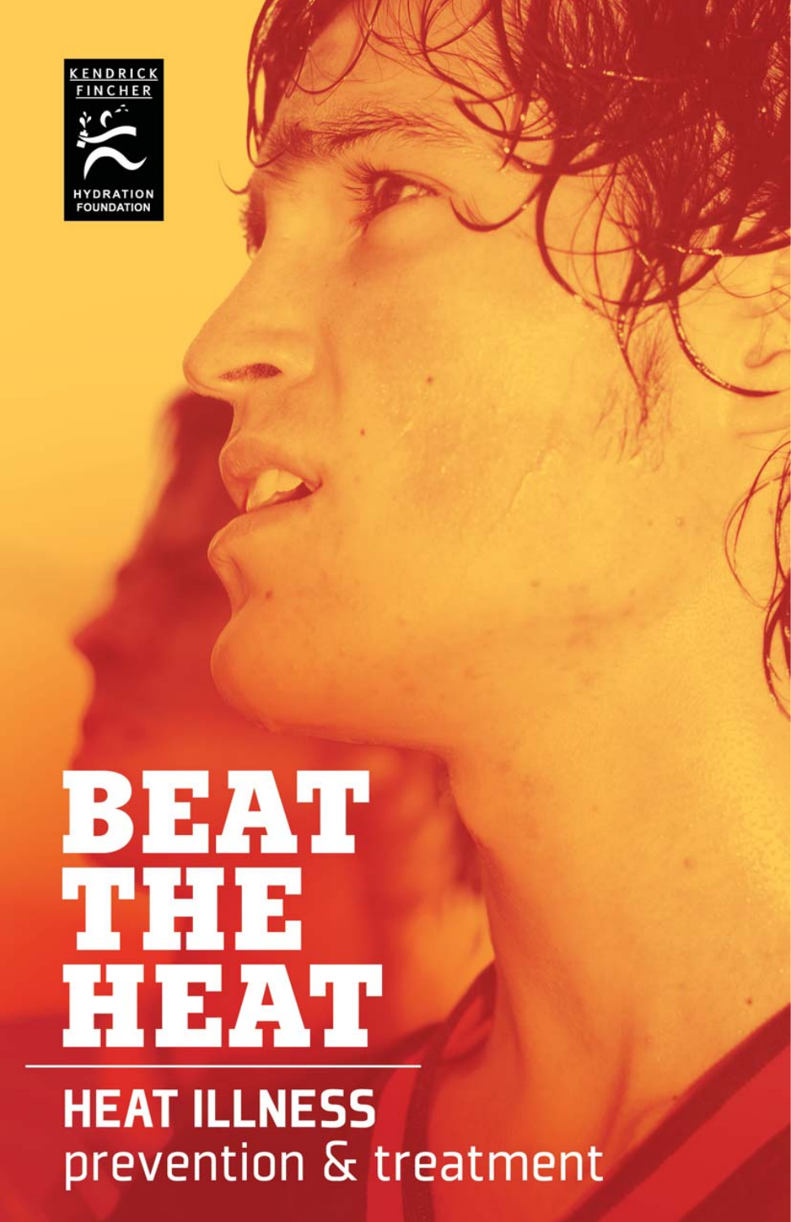KENDRICK FINCHER HYDRATION FOUNDATION

# BEAT THE HEAT

## HEAT ILLNESS prevention & treatment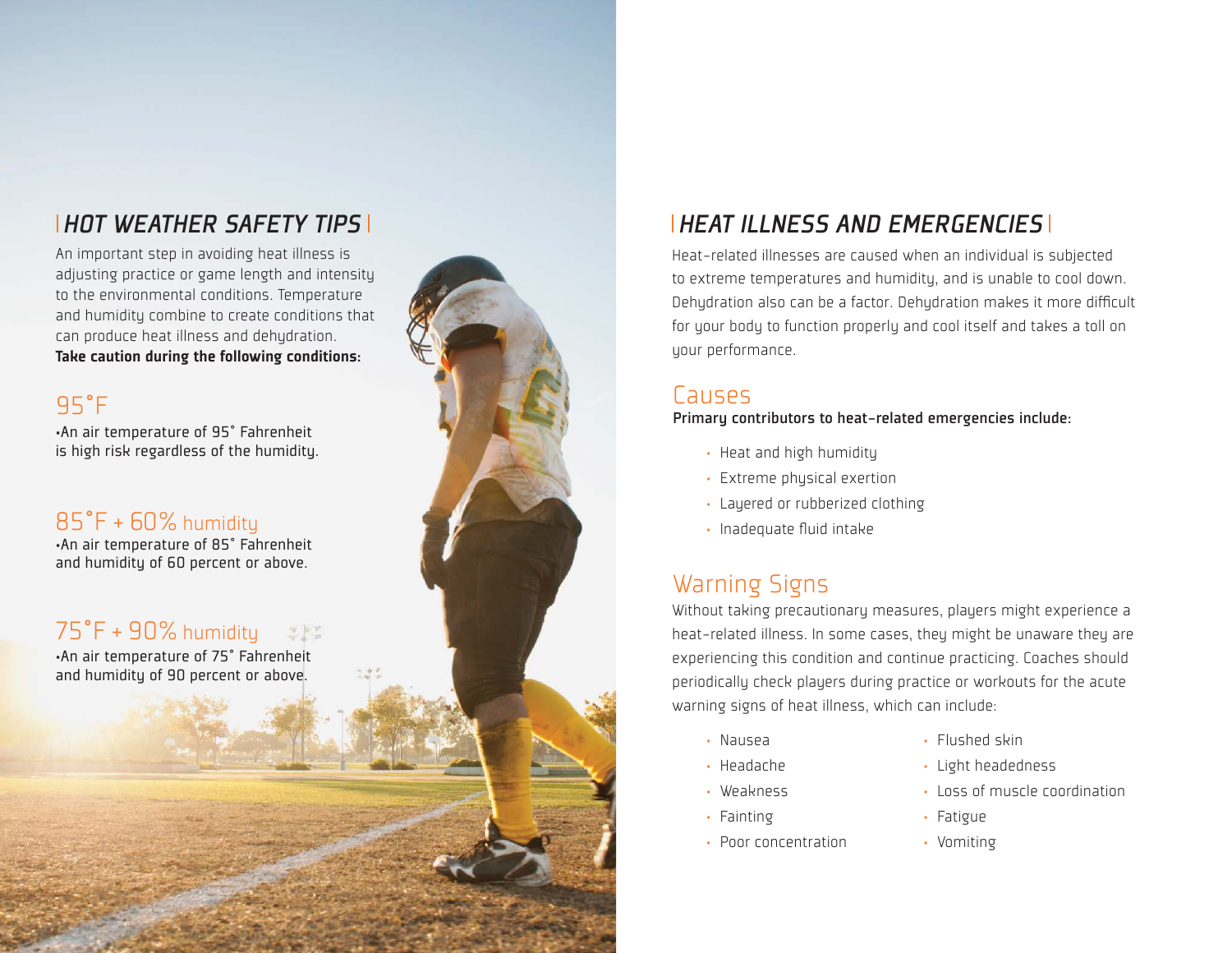## HOT WEATHER SAFETY TIPS

An important step in avoiding heat illness is adjusting practice or game length and intensity to the environmental conditions. Temperature and humidity combine to create conditions that can produce heat illness and dehydration. **Take caution during the following conditions:**

### 95˚F

•An air temperature of 95˚ Fahrenheit is high risk regardless of the humidity.

### 85˚F + 60% humidity

•An air temperature of 85˚ Fahrenheit and humidity of 60 percent or above.

### 75˚F + 90% humidity

•An air temperature of 75˚ Fahrenheit and humidity of 90 percent or above.

## HEAT ILLNESS AND EMERGENCIES

Heat-related illnesses are caused when an individual is subjected to extreme temperatures and humidity, and is unable to cool down. Dehydration also can be a factor. Dehydration makes it more difficult for your body to function properly and cool itself and takes a toll on your performance.

### Causes

**Primary contributors to heat-related emergencies include:**

- Heat and high humidity
- Extreme physical exertion
- Layered or rubberized clothing
- Inadequate fluid intake

### Warning Signs

Without taking precautionary measures, players might experience a heat-related illness. In some cases, they might be unaware they are experiencing this condition and continue practicing. Coaches should periodically check players during practice or workouts for the acute warning signs of heat illness, which can include:

- Nausea
- Headache
- Weakness
- Fainting
- Poor concentration
- Flushed skin
- Light headedness
- Loss of muscle coordination
- Fatigue
- Vomiting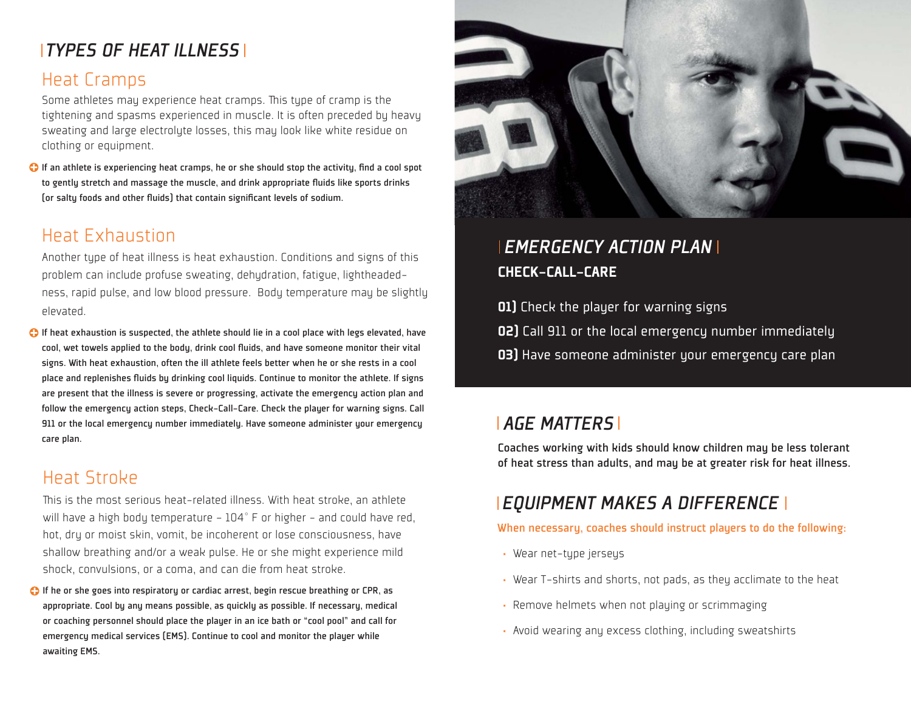## TYPES OF HEAT ILLNESS

### Heat Cramps

Some athletes may experience heat cramps. This type of cramp is the tightening and spasms experienced in muscle. It is often preceded by heavy sweating and large electrolyte losses, this may look like white residue on clothing or equipment.

**If an athlete is experiencing heat cramps, he or she should stop the activity, find a cool spot to gently stretch and massage the muscle, and drink appropriate fluids like sports drinks (or salty foods and other fluids) that contain significant levels of sodium.**

### Heat Exhaustion

Another type of heat illness is heat exhaustion. Conditions and signs of this problem can include profuse sweating, dehydration, fatigue, lightheadedness, rapid pulse, and low blood pressure. Body temperature may be slightly elevated.

**If heat exhaustion is suspected, the athlete should lie in a cool place with legs elevated, have cool, wet towels applied to the body, drink cool fluids, and have someone monitor their vital signs. With heat exhaustion, often the ill athlete feels better when he or she rests in a cool place and replenishes fluids by drinking cool liquids. Continue to monitor the athlete. If signs are present that the illness is severe or progressing, activate the emergency action plan and follow the emergency action steps, Check-Call-Care. Check the player for warning signs. Call 911 or the local emergency number immediately. Have someone administer your emergency care plan.**

### Heat Stroke

This is the most serious heat-related illness. With heat stroke, an athlete will have a high body temperature – 104° F or higher – and could have red, hot, dry or moist skin, vomit, be incoherent or lose consciousness, have shallow breathing and/or a weak pulse. He or she might experience mild shock, convulsions, or a coma, and can die from heat stroke.

**If he or she goes into respiratory or cardiac arrest, begin rescue breathing or CPR, as appropriate. Cool by any means possible, as quickly as possible. If necessary, medical or coaching personnel should place the player in an ice bath or "cool pool" and call for emergency medical services (EMS). Continue to cool and monitor the player while awaiting EMS.**

## EMERGENCY ACTION PLAN

**CHECK-CALL-CARE**

**01)** Check the player for warning signs

**02)** Call 911 or the local emergency number immediately

**03)** Have someone administer your emergency care plan

## AGE MATTERS

**Coaches working with kids should know children may be less tolerant of heat stress than adults, and may be at greater risk for heat illness.**

## EQUIPMENT MAKES A DIFFERENCE

**When necessary, coaches should instruct players to do the following:**

- Wear net-type jerseys
- Wear T-shirts and shorts, not pads, as they acclimate to the heat
- Remove helmets when not playing or scrimmaging
- Avoid wearing any excess clothing, including sweatshirts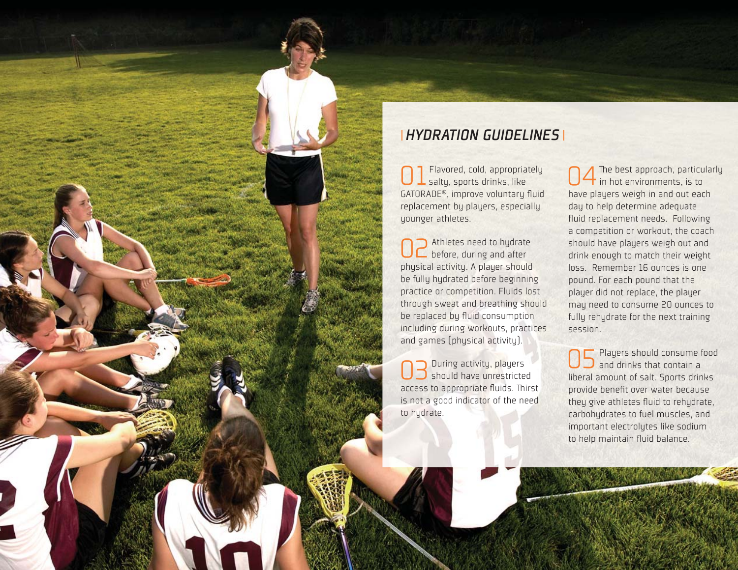## HYDRATION GUIDELINES

**01** Flavored, cold, appropriately salty, sports drinks, like GATORADE®, improve voluntary fluid replacement by players, especially younger athletes.

**02** Athletes need to hydrate before, during and after physical activity. A player should be fully hydrated before beginning practice or competition. Fluids lost through sweat and breathing should be replaced by fluid consumption including during workouts, practices and games (physical activity).

**03** During activity, players should have unrestricted access to appropriate fluids. Thirst is not a good indicator of the need to hydrate.

**04** The best approach, particularly in hot environments, is to have players weigh in and out each day to help determine adequate fluid replacement needs. Following a competition or workout, the coach should have players weigh out and drink enough to match their weight loss. Remember 16 ounces is one pound. For each pound that the player did not replace, the player may need to consume 20 ounces to fully rehydrate for the next training session.

**05** Players should consume food and drinks that contain a liberal amount of salt. Sports drinks provide benefit over water because they give athletes fluid to rehydrate, carbohydrates to fuel muscles, and important electrolytes like sodium to help maintain fluid balance.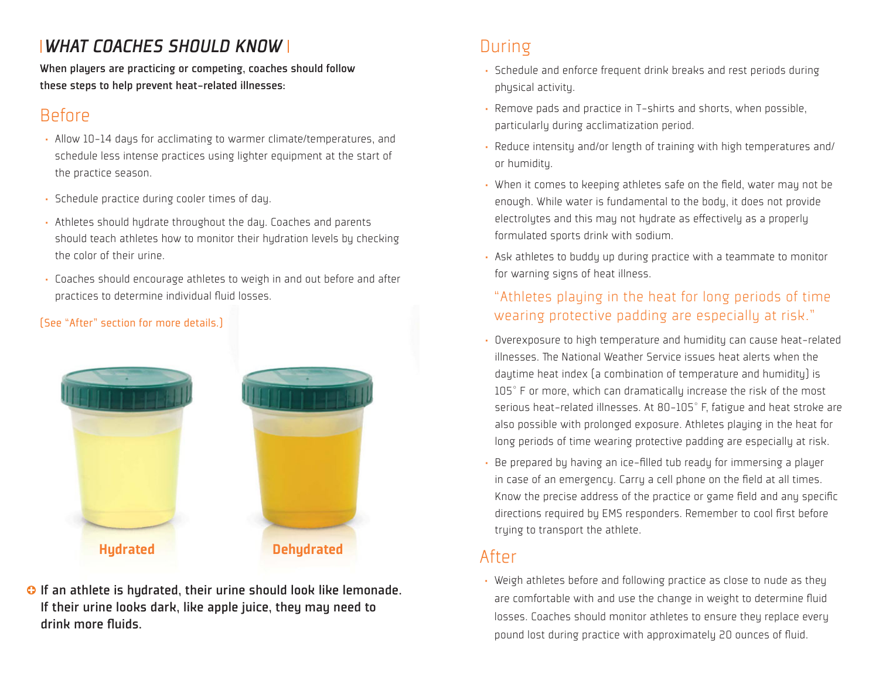## WHAT COACHES SHOULD KNOW

**When players are practicing or competing, coaches should follow these steps to help prevent heat-related illnesses:**

### Before

- Allow 10–14 days for acclimating to warmer climate/temperatures, and schedule less intense practices using lighter equipment at the start of the practice season.
- Schedule practice during cooler times of day.
- Athletes should hydrate throughout the day. Coaches and parents should teach athletes how to monitor their hydration levels by checking the color of their urine.
- Coaches should encourage athletes to weigh in and out before and after practices to determine individual fluid losses.

(See "After" section for more details.)

**Hydrated** **Dehydrated**

**If an athlete is hydrated, their urine should look like lemonade. If their urine looks dark, like apple juice, they may need to drink more fluids.**

### During

- Schedule and enforce frequent drink breaks and rest periods during physical activity.
- Remove pads and practice in T-shirts and shorts, when possible, particularly during acclimatization period.
- Reduce intensity and/or length of training with high temperatures and/or humidity.
- When it comes to keeping athletes safe on the field, water may not be enough. While water is fundamental to the body, it does not provide electrolytes and this may not hydrate as effectively as a properly formulated sports drink with sodium.
- Ask athletes to buddy up during practice with a teammate to monitor for warning signs of heat illness.

"Athletes playing in the heat for long periods of time wearing protective padding are especially at risk."

- Overexposure to high temperature and humidity can cause heat-related illnesses. The National Weather Service issues heat alerts when the daytime heat index (a combination of temperature and humidity) is 105° F or more, which can dramatically increase the risk of the most serious heat-related illnesses. At 80–105° F, fatigue and heat stroke are also possible with prolonged exposure. Athletes playing in the heat for long periods of time wearing protective padding are especially at risk.
- Be prepared by having an ice-filled tub ready for immersing a player in case of an emergency. Carry a cell phone on the field at all times. Know the precise address of the practice or game field and any specific directions required by EMS responders. Remember to cool first before trying to transport the athlete.

### After

- Weigh athletes before and following practice as close to nude as they are comfortable with and use the change in weight to determine fluid losses. Coaches should monitor athletes to ensure they replace every pound lost during practice with approximately 20 ounces of fluid.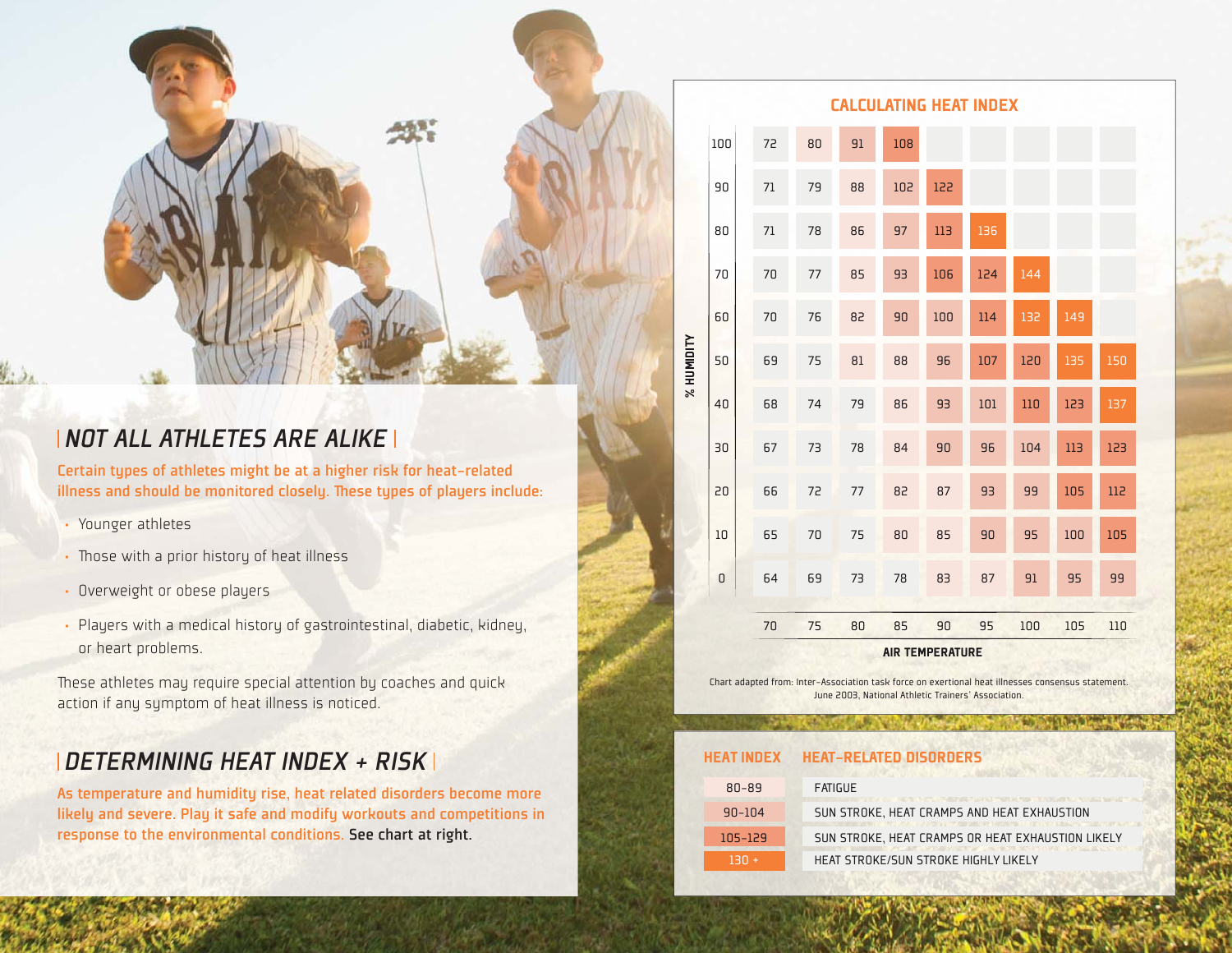## NOT ALL ATHLETES ARE ALIKE

Certain types of athletes might be at a higher risk for heat-related illness and should be monitored closely. These types of players include:

- Younger athletes
- Those with a prior history of heat illness
- Overweight or obese players
- Players with a medical history of gastrointestinal, diabetic, kidney, or heart problems.

These athletes may require special attention by coaches and quick action if any symptom of heat illness is noticed.

## DETERMINING HEAT INDEX + RISK

As temperature and humidity rise, heat related disorders become more likely and severe. Play it safe and modify workouts and competitions in response to the environmental conditions. **See chart at right.**

### CALCULATING HEAT INDEX

| % HUMIDITY \ AIR TEMPERATURE | 70 | 75 | 80 | 85 | 90 | 95 | 100 | 105 | 110 |
|---|---|---|---|---|---|---|---|---|---|
| 100 | 72 | 80 | 91 | 108 | | | | | |
| 90 | 71 | 79 | 88 | 102 | 122 | | | | |
| 80 | 71 | 78 | 86 | 97 | 113 | 136 | | | |
| 70 | 70 | 77 | 85 | 93 | 106 | 124 | 144 | | |
| 60 | 70 | 76 | 82 | 90 | 100 | 114 | 132 | 149 | |
| 50 | 69 | 75 | 81 | 88 | 96 | 107 | 120 | 135 | 150 |
| 40 | 68 | 74 | 79 | 86 | 93 | 101 | 110 | 123 | 137 |
| 30 | 67 | 73 | 78 | 84 | 90 | 96 | 104 | 113 | 123 |
| 20 | 66 | 72 | 77 | 82 | 87 | 93 | 99 | 105 | 112 |
| 10 | 65 | 70 | 75 | 80 | 85 | 90 | 95 | 100 | 105 |
| 0 | 64 | 69 | 73 | 78 | 83 | 87 | 91 | 95 | 99 |

Chart adapted from: Inter-Association task force on exertional heat illnesses consensus statement. June 2003, National Athletic Trainers' Association.

| HEAT INDEX | HEAT-RELATED DISORDERS |
|---|---|
| 80–89 | FATIGUE |
| 90–104 | SUN STROKE, HEAT CRAMPS AND HEAT EXHAUSTION |
| 105–129 | SUN STROKE, HEAT CRAMPS OR HEAT EXHAUSTION LIKELY |
| 130 + | HEAT STROKE/SUN STROKE HIGHLY LIKELY |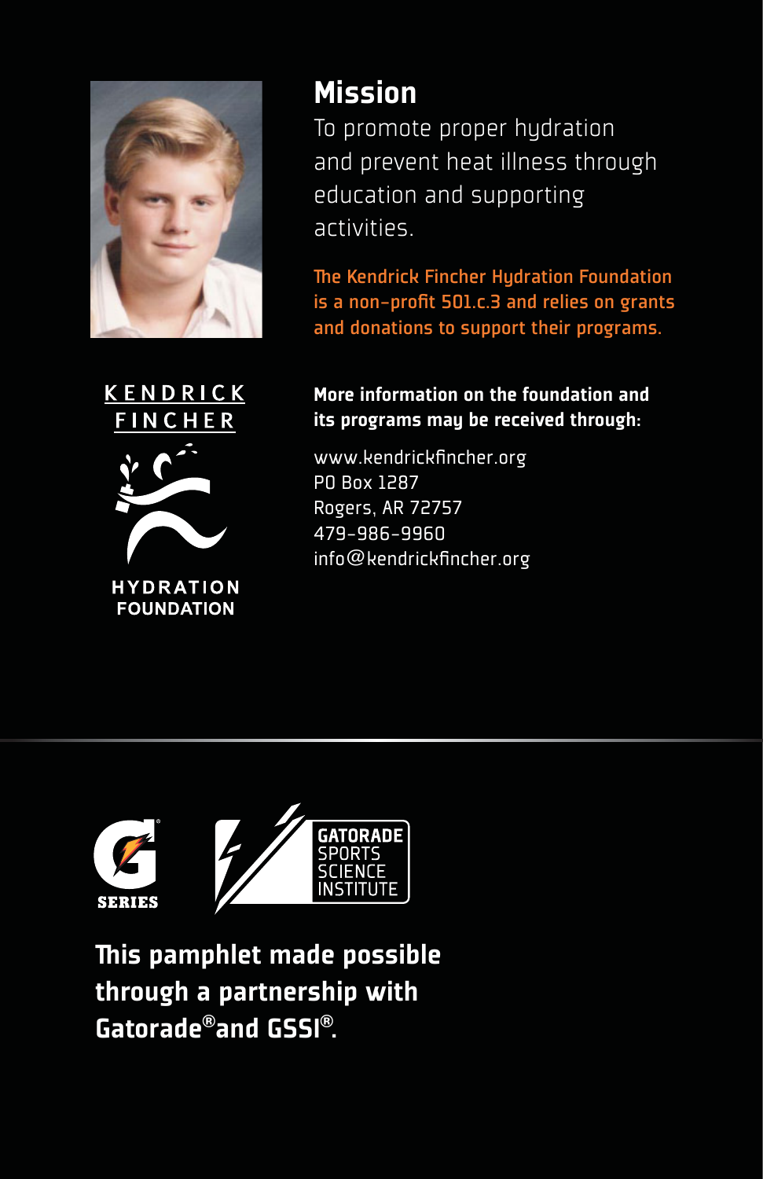KENDRICK FINCHER

HYDRATION FOUNDATION

## Mission

To promote proper hydration and prevent heat illness through education and supporting activities.

The Kendrick Fincher Hydration Foundation is a non-profit 501.c.3 and relies on grants and donations to support their programs.

**More information on the foundation and its programs may be received through:**

www.kendrickfincher.org  
PO Box 1287  
Rogers, AR 72757  
479-986-9960  
info@kendrickfincher.org

SERIES

GATORADE SPORTS SCIENCE INSTITUTE

**This pamphlet made possible through a partnership with Gatorade® and GSSI®.**